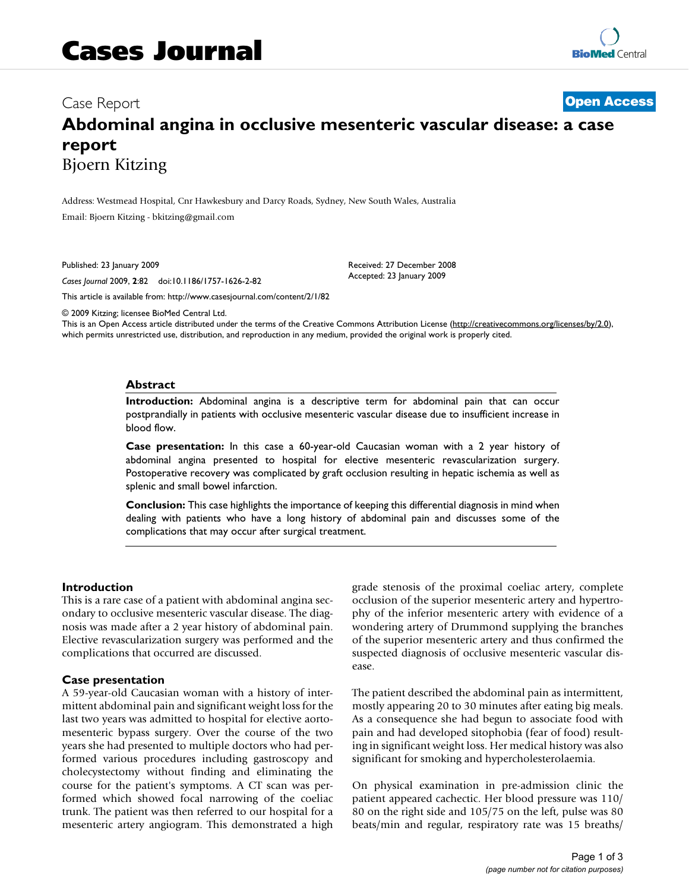# Cases Journal

Case Report **Open Access**

# Abdominal angina in occlusive mesenteric vascular disease: a case report

Bjoern Kitzing

Address: Westmead Hospital, Cnr Hawkesbury and Darcy Roads, Sydney, New South Wales, Australia

Email: Bjoern Kitzing - bkitzing@gmail.com

Published: 23 January 2009

*Cases Journal* 2009, **2**:82 doi:10.1186/1757-1626-2-82

Received: 27 December 2008

Accepted: 23 January 2009

This article is available from: http://www.casesjournal.com/content/2/1/82

© 2009 Kitzing; licensee BioMed Central Ltd.

This is an Open Access article distributed under the terms of the Creative Commons Attribution License (http://creativecommons.org/licenses/by/2.0), which permits unrestricted use, distribution, and reproduction in any medium, provided the original work is properly cited.

## Abstract

**Introduction:** Abdominal angina is a descriptive term for abdominal pain that can occur postprandially in patients with occlusive mesenteric vascular disease due to insufficient increase in blood flow.

**Case presentation:** In this case a 60-year-old Caucasian woman with a 2 year history of abdominal angina presented to hospital for elective mesenteric revascularization surgery. Postoperative recovery was complicated by graft occlusion resulting in hepatic ischemia as well as splenic and small bowel infarction.

**Conclusion:** This case highlights the importance of keeping this differential diagnosis in mind when dealing with patients who have a long history of abdominal pain and discusses some of the complications that may occur after surgical treatment.

## Introduction

This is a rare case of a patient with abdominal angina secondary to occlusive mesenteric vascular disease. The diagnosis was made after a 2 year history of abdominal pain. Elective revascularization surgery was performed and the complications that occurred are discussed.

## Case presentation

A 59-year-old Caucasian woman with a history of intermittent abdominal pain and significant weight loss for the last two years was admitted to hospital for elective aorto-mesenteric bypass surgery. Over the course of the two years she had presented to multiple doctors who had performed various procedures including gastroscopy and cholecystectomy without finding and eliminating the course for the patient's symptoms. A CT scan was performed which showed focal narrowing of the coeliac trunk. The patient was then referred to our hospital for a mesenteric artery angiogram. This demonstrated a high grade stenosis of the proximal coeliac artery, complete occlusion of the superior mesenteric artery and hypertrophy of the inferior mesenteric artery with evidence of a wondering artery of Drummond supplying the branches of the superior mesenteric artery and thus confirmed the suspected diagnosis of occlusive mesenteric vascular disease.

The patient described the abdominal pain as intermittent, mostly appearing 20 to 30 minutes after eating big meals. As a consequence she had begun to associate food with pain and had developed sitophobia (fear of food) resulting in significant weight loss. Her medical history was also significant for smoking and hypercholesterolaemia.

On physical examination in pre-admission clinic the patient appeared cachectic. Her blood pressure was 110/80 on the right side and 105/75 on the left, pulse was 80 beats/min and regular, respiratory rate was 15 breaths/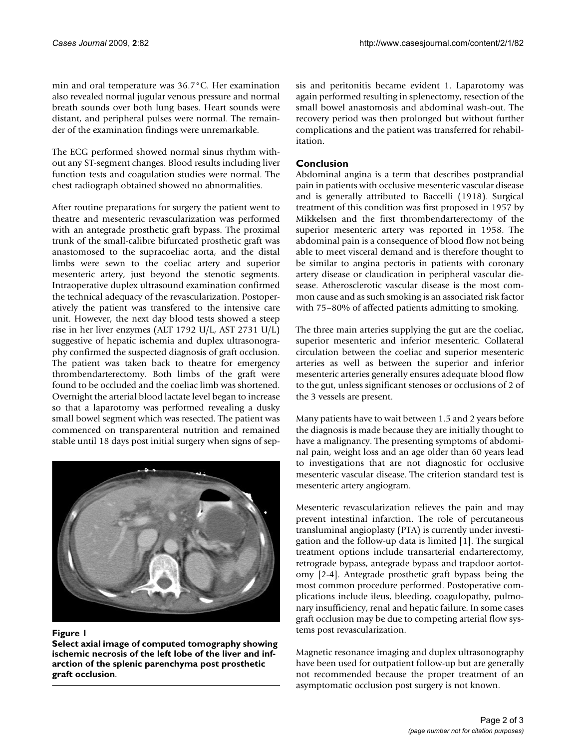min and oral temperature was 36.7°C. Her examination also revealed normal jugular venous pressure and normal breath sounds over both lung bases. Heart sounds were distant, and peripheral pulses were normal. The remainder of the examination findings were unremarkable.

The ECG performed showed normal sinus rhythm without any ST-segment changes. Blood results including liver function tests and coagulation studies were normal. The chest radiograph obtained showed no abnormalities.

After routine preparations for surgery the patient went to theatre and mesenteric revascularization was performed with an antegrade prosthetic graft bypass. The proximal trunk of the small-calibre bifurcated prosthetic graft was anastomosed to the supracoeliac aorta, and the distal limbs were sewn to the coeliac artery and superior mesenteric artery, just beyond the stenotic segments. Intraoperative duplex ultrasound examination confirmed the technical adequacy of the revascularization. Postoperatively the patient was transfered to the intensive care unit. However, the next day blood tests showed a steep rise in her liver enzymes (ALT 1792 U/L, AST 2731 U/L) suggestive of hepatic ischemia and duplex ultrasonography confirmed the suspected diagnosis of graft occlusion. The patient was taken back to theatre for emergency thrombendarterectomy. Both limbs of the graft were found to be occluded and the coeliac limb was shortened. Overnight the arterial blood lactate level began to increase so that a laparotomy was performed revealing a dusky small bowel segment which was resected. The patient was commenced on transparenteral nutrition and remained stable until 18 days post initial surgery when signs of sepsis and peritonitis became evident 1. Laparotomy was again performed resulting in splenectomy, resection of the small bowel anastomosis and abdominal wash-out. The recovery period was then prolonged but without further complications and the patient was transferred for rehabilitation.

**Figure 1**
**Select axial image of computed tomography showing ischemic necrosis of the left lobe of the liver and infarction of the splenic parenchyma post prosthetic graft occlusion.**

## Conclusion

Abdominal angina is a term that describes postprandial pain in patients with occlusive mesenteric vascular disease and is generally attributed to Baccelli (1918). Surgical treatment of this condition was first proposed in 1957 by Mikkelsen and the first thrombendarterectomy of the superior mesenteric artery was reported in 1958. The abdominal pain is a consequence of blood flow not being able to meet visceral demand and is therefore thought to be similar to angina pectoris in patients with coronary artery disease or claudication in peripheral vascular diesease. Atherosclerotic vascular disease is the most common cause and as such smoking is an associated risk factor with 75–80% of affected patients admitting to smoking.

The three main arteries supplying the gut are the coeliac, superior mesenteric and inferior mesenteric. Collateral circulation between the coeliac and superior mesenteric arteries as well as between the superior and inferior mesenteric arteries generally ensures adequate blood flow to the gut, unless significant stenoses or occlusions of 2 of the 3 vessels are present.

Many patients have to wait between 1.5 and 2 years before the diagnosis is made because they are initially thought to have a malignancy. The presenting symptoms of abdominal pain, weight loss and an age older than 60 years lead to investigations that are not diagnostic for occlusive mesenteric vascular disease. The criterion standard test is mesenteric artery angiogram.

Mesenteric revascularization relieves the pain and may prevent intestinal infarction. The role of percutaneous transluminal angioplasty (PTA) is currently under investigation and the follow-up data is limited [1]. The surgical treatment options include transarterial endarterectomy, retrograde bypass, antegrade bypass and trapdoor aortotomy [2-4]. Antegrade prosthetic graft bypass being the most common procedure performed. Postoperative complications include ileus, bleeding, coagulopathy, pulmonary insufficiency, renal and hepatic failure. In some cases graft occlusion may be due to competing arterial flow systems post revascularization.

Magnetic resonance imaging and duplex ultrasonography have been used for outpatient follow-up but are generally not recommended because the proper treatment of an asymptomatic occlusion post surgery is not known.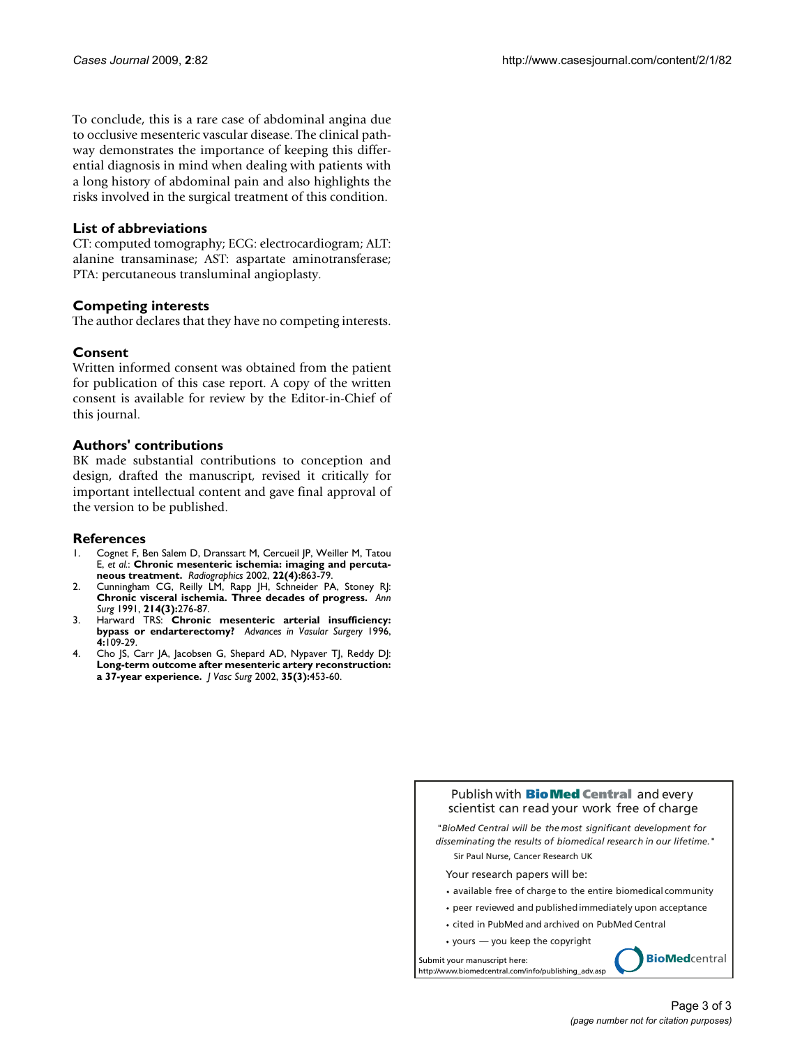To conclude, this is a rare case of abdominal angina due to occlusive mesenteric vascular disease. The clinical pathway demonstrates the importance of keeping this differential diagnosis in mind when dealing with patients with a long history of abdominal pain and also highlights the risks involved in the surgical treatment of this condition.

## List of abbreviations

CT: computed tomography; ECG: electrocardiogram; ALT: alanine transaminase; AST: aspartate aminotransferase; PTA: percutaneous transluminal angioplasty.

## Competing interests

The author declares that they have no competing interests.

## Consent

Written informed consent was obtained from the patient for publication of this case report. A copy of the written consent is available for review by the Editor-in-Chief of this journal.

## Authors' contributions

BK made substantial contributions to conception and design, drafted the manuscript, revised it critically for important intellectual content and gave final approval of the version to be published.

## References

1. Cognet F, Ben Salem D, Dranssart M, Cercueil JP, Weiller M, Tatou E, *et al.*: **Chronic mesenteric ischemia: imaging and percutaneous treatment.** *Radiographics* 2002, **22(4):**863-79.
2. Cunningham CG, Reilly LM, Rapp JH, Schneider PA, Stoney RJ: **Chronic visceral ischemia. Three decades of progress.** *Ann Surg* 1991, **214(3):**276-87.
3. Harward TRS: **Chronic mesenteric arterial insufficiency: bypass or endarterectomy?** *Advances in Vasular Surgery* 1996, **4:**109-29.
4. Cho JS, Carr JA, Jacobsen G, Shepard AD, Nypaver TJ, Reddy DJ: **Long-term outcome after mesenteric artery reconstruction: a 37-year experience.** *J Vasc Surg* 2002, **35(3):**453-60.

Publish with **BioMed Central** and every scientist can read your work free of charge

*"BioMed Central will be the most significant development for disseminating the results of biomedical research in our lifetime."*

Sir Paul Nurse, Cancer Research UK

Your research papers will be:

- available free of charge to the entire biomedical community
- peer reviewed and published immediately upon acceptance
- cited in PubMed and archived on PubMed Central
- yours — you keep the copyright

Submit your manuscript here:
http://www.biomedcentral.com/info/publishing_adv.asp

**BioMed**central